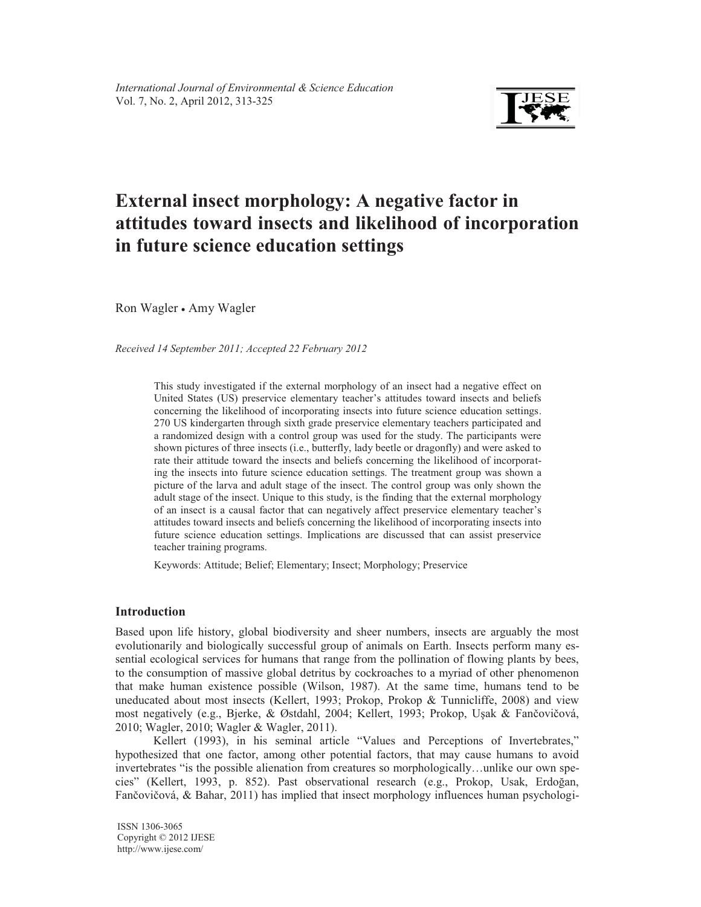*International Journal of Environmental & Science Education*
Vol. 7, No. 2, April 2012, 313-325

# External insect morphology: A negative factor in attitudes toward insects and likelihood of incorporation in future science education settings

Ron Wagler • Amy Wagler

*Received 14 September 2011; Accepted 22 February 2012*

This study investigated if the external morphology of an insect had a negative effect on United States (US) preservice elementary teacher's attitudes toward insects and beliefs concerning the likelihood of incorporating insects into future science education settings. 270 US kindergarten through sixth grade preservice elementary teachers participated and a randomized design with a control group was used for the study. The participants were shown pictures of three insects (i.e., butterfly, lady beetle or dragonfly) and were asked to rate their attitude toward the insects and beliefs concerning the likelihood of incorporating the insects into future science education settings. The treatment group was shown a picture of the larva and adult stage of the insect. The control group was only shown the adult stage of the insect. Unique to this study, is the finding that the external morphology of an insect is a causal factor that can negatively affect preservice elementary teacher's attitudes toward insects and beliefs concerning the likelihood of incorporating insects into future science education settings. Implications are discussed that can assist preservice teacher training programs.

Keywords: Attitude; Belief; Elementary; Insect; Morphology; Preservice

## Introduction

Based upon life history, global biodiversity and sheer numbers, insects are arguably the most evolutionarily and biologically successful group of animals on Earth. Insects perform many essential ecological services for humans that range from the pollination of flowing plants by bees, to the consumption of massive global detritus by cockroaches to a myriad of other phenomenon that make human existence possible (Wilson, 1987). At the same time, humans tend to be uneducated about most insects (Kellert, 1993; Prokop, Prokop & Tunnicliffe, 2008) and view most negatively (e.g., Bjerke, & Østdahl, 2004; Kellert, 1993; Prokop, Uşak & Fančovičová, 2010; Wagler, 2010; Wagler & Wagler, 2011).

Kellert (1993), in his seminal article "Values and Perceptions of Invertebrates," hypothesized that one factor, among other potential factors, that may cause humans to avoid invertebrates "is the possible alienation from creatures so morphologically…unlike our own species" (Kellert, 1993, p. 852). Past observational research (e.g., Prokop, Usak, Erdoğan, Fančovičová, & Bahar, 2011) has implied that insect morphology influences human psychologi-

ISSN 1306-3065
Copyright © 2012 IJESE
http://www.ijese.com/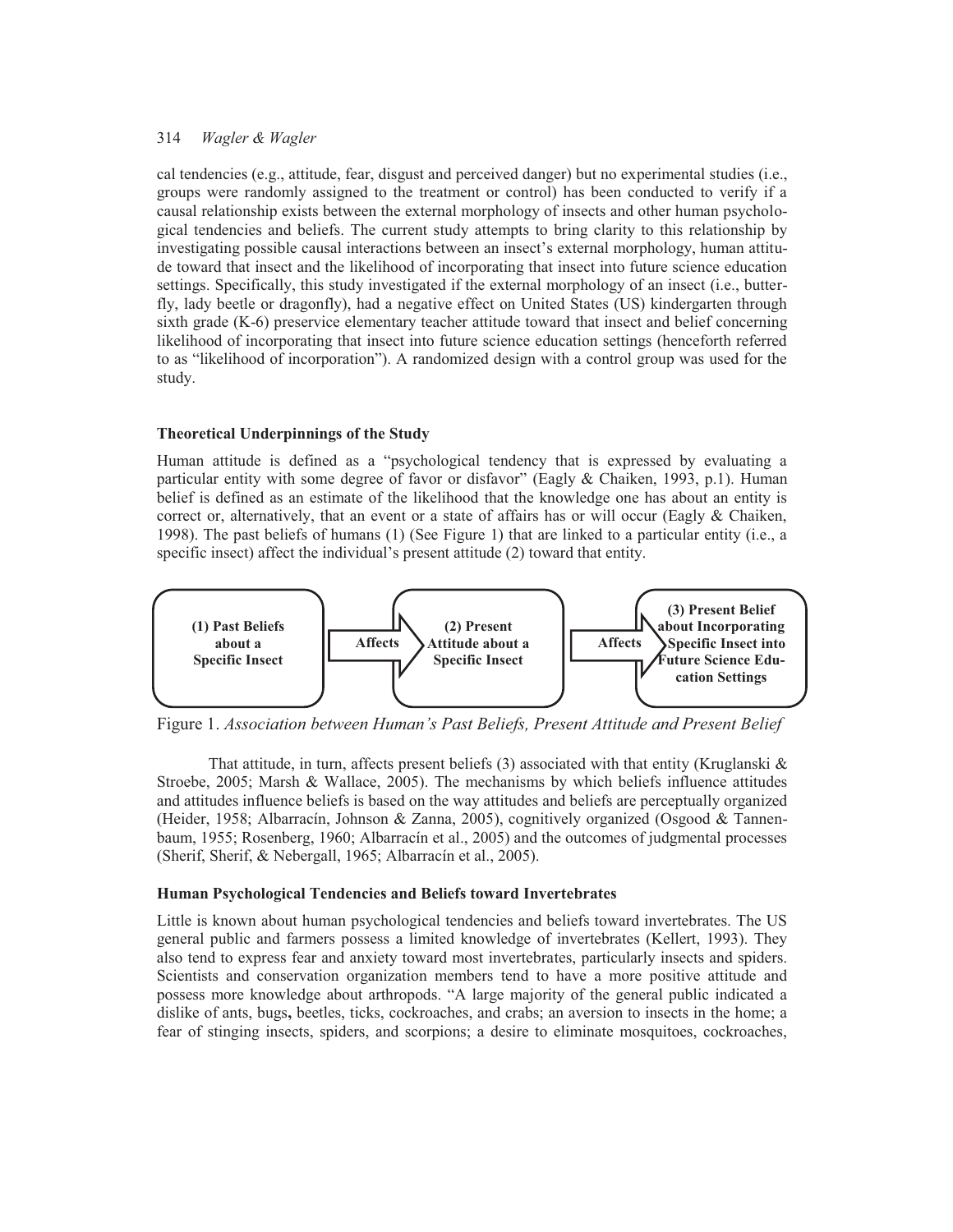cal tendencies (e.g., attitude, fear, disgust and perceived danger) but no experimental studies (i.e., groups were randomly assigned to the treatment or control) has been conducted to verify if a causal relationship exists between the external morphology of insects and other human psychological tendencies and beliefs. The current study attempts to bring clarity to this relationship by investigating possible causal interactions between an insect's external morphology, human attitude toward that insect and the likelihood of incorporating that insect into future science education settings. Specifically, this study investigated if the external morphology of an insect (i.e., butterfly, lady beetle or dragonfly), had a negative effect on United States (US) kindergarten through sixth grade (K-6) preservice elementary teacher attitude toward that insect and belief concerning likelihood of incorporating that insect into future science education settings (henceforth referred to as "likelihood of incorporation"). A randomized design with a control group was used for the study.

### Theoretical Underpinnings of the Study

Human attitude is defined as a "psychological tendency that is expressed by evaluating a particular entity with some degree of favor or disfavor" (Eagly & Chaiken, 1993, p.1). Human belief is defined as an estimate of the likelihood that the knowledge one has about an entity is correct or, alternatively, that an event or a state of affairs has or will occur (Eagly & Chaiken, 1998). The past beliefs of humans (1) (See Figure 1) that are linked to a particular entity (i.e., a specific insect) affect the individual's present attitude (2) toward that entity.

**(1) Past Beliefs about a Specific Insect** → Affects → **(2) Present Attitude about a Specific Insect** → Affects → **(3) Present Belief about Incorporating Specific Insect into Future Science Education Settings**

Figure 1. *Association between Human's Past Beliefs, Present Attitude and Present Belief*

That attitude, in turn, affects present beliefs (3) associated with that entity (Kruglanski & Stroebe, 2005; Marsh & Wallace, 2005). The mechanisms by which beliefs influence attitudes and attitudes influence beliefs is based on the way attitudes and beliefs are perceptually organized (Heider, 1958; Albarracín, Johnson & Zanna, 2005), cognitively organized (Osgood & Tannenbaum, 1955; Rosenberg, 1960; Albarracín et al., 2005) and the outcomes of judgmental processes (Sherif, Sherif, & Nebergall, 1965; Albarracín et al., 2005).

### Human Psychological Tendencies and Beliefs toward Invertebrates

Little is known about human psychological tendencies and beliefs toward invertebrates. The US general public and farmers possess a limited knowledge of invertebrates (Kellert, 1993). They also tend to express fear and anxiety toward most invertebrates, particularly insects and spiders. Scientists and conservation organization members tend to have a more positive attitude and possess more knowledge about arthropods. "A large majority of the general public indicated a dislike of ants, bugs, beetles, ticks, cockroaches, and crabs; an aversion to insects in the home; a fear of stinging insects, spiders, and scorpions; a desire to eliminate mosquitoes, cockroaches,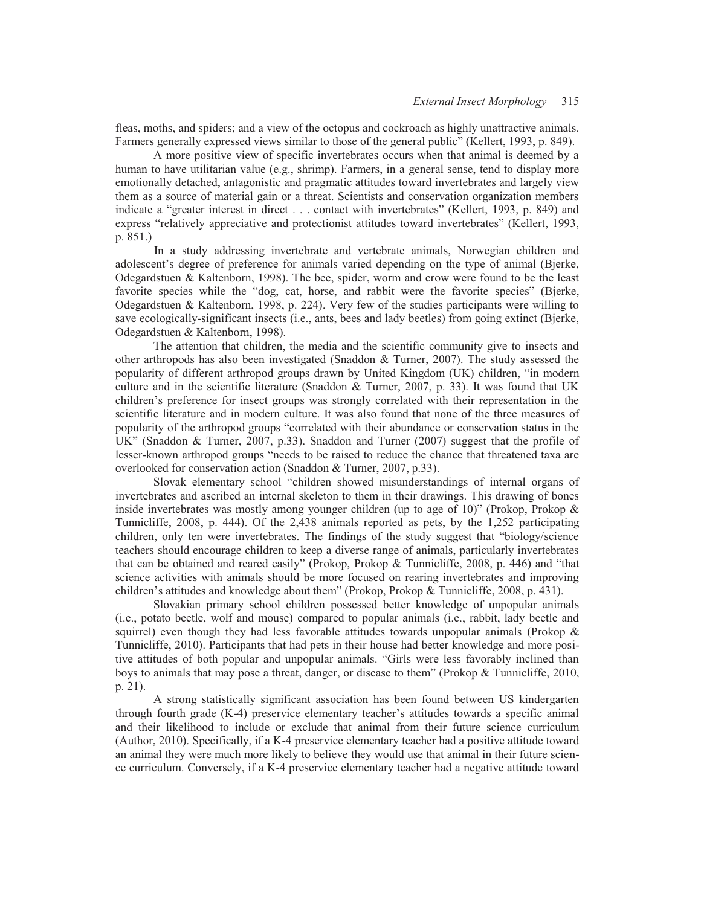fleas, moths, and spiders; and a view of the octopus and cockroach as highly unattractive animals. Farmers generally expressed views similar to those of the general public" (Kellert, 1993, p. 849).

A more positive view of specific invertebrates occurs when that animal is deemed by a human to have utilitarian value (e.g., shrimp). Farmers, in a general sense, tend to display more emotionally detached, antagonistic and pragmatic attitudes toward invertebrates and largely view them as a source of material gain or a threat. Scientists and conservation organization members indicate a "greater interest in direct . . . contact with invertebrates" (Kellert, 1993, p. 849) and express "relatively appreciative and protectionist attitudes toward invertebrates" (Kellert, 1993, p. 851.)

In a study addressing invertebrate and vertebrate animals, Norwegian children and adolescent's degree of preference for animals varied depending on the type of animal (Bjerke, Odegardstuen & Kaltenborn, 1998). The bee, spider, worm and crow were found to be the least favorite species while the "dog, cat, horse, and rabbit were the favorite species" (Bjerke, Odegardstuen & Kaltenborn, 1998, p. 224). Very few of the studies participants were willing to save ecologically-significant insects (i.e., ants, bees and lady beetles) from going extinct (Bjerke, Odegardstuen & Kaltenborn, 1998).

The attention that children, the media and the scientific community give to insects and other arthropods has also been investigated (Snaddon & Turner, 2007). The study assessed the popularity of different arthropod groups drawn by United Kingdom (UK) children, "in modern culture and in the scientific literature (Snaddon & Turner, 2007, p. 33). It was found that UK children's preference for insect groups was strongly correlated with their representation in the scientific literature and in modern culture. It was also found that none of the three measures of popularity of the arthropod groups "correlated with their abundance or conservation status in the UK" (Snaddon & Turner, 2007, p.33). Snaddon and Turner (2007) suggest that the profile of lesser-known arthropod groups "needs to be raised to reduce the chance that threatened taxa are overlooked for conservation action (Snaddon & Turner, 2007, p.33).

Slovak elementary school "children showed misunderstandings of internal organs of invertebrates and ascribed an internal skeleton to them in their drawings. This drawing of bones inside invertebrates was mostly among younger children (up to age of 10)" (Prokop, Prokop & Tunnicliffe, 2008, p. 444). Of the 2,438 animals reported as pets, by the 1,252 participating children, only ten were invertebrates. The findings of the study suggest that "biology/science teachers should encourage children to keep a diverse range of animals, particularly invertebrates that can be obtained and reared easily" (Prokop, Prokop & Tunnicliffe, 2008, p. 446) and "that science activities with animals should be more focused on rearing invertebrates and improving children's attitudes and knowledge about them" (Prokop, Prokop & Tunnicliffe, 2008, p. 431).

Slovakian primary school children possessed better knowledge of unpopular animals (i.e., potato beetle, wolf and mouse) compared to popular animals (i.e., rabbit, lady beetle and squirrel) even though they had less favorable attitudes towards unpopular animals (Prokop & Tunnicliffe, 2010). Participants that had pets in their house had better knowledge and more positive attitudes of both popular and unpopular animals. "Girls were less favorably inclined than boys to animals that may pose a threat, danger, or disease to them" (Prokop & Tunnicliffe, 2010, p. 21).

A strong statistically significant association has been found between US kindergarten through fourth grade (K-4) preservice elementary teacher's attitudes towards a specific animal and their likelihood to include or exclude that animal from their future science curriculum (Author, 2010). Specifically, if a K-4 preservice elementary teacher had a positive attitude toward an animal they were much more likely to believe they would use that animal in their future science curriculum. Conversely, if a K-4 preservice elementary teacher had a negative attitude toward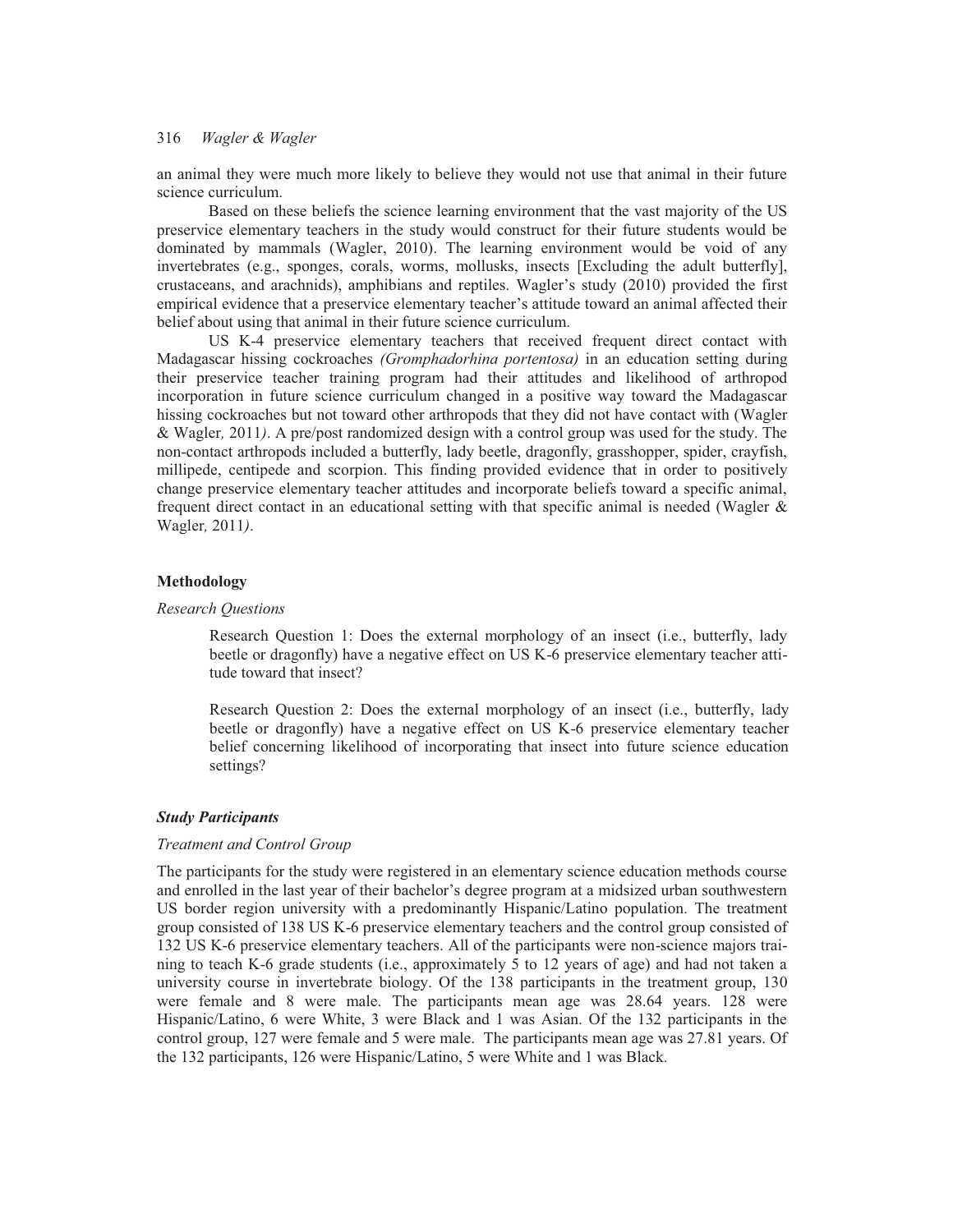an animal they were much more likely to believe they would not use that animal in their future science curriculum.

Based on these beliefs the science learning environment that the vast majority of the US preservice elementary teachers in the study would construct for their future students would be dominated by mammals (Wagler, 2010). The learning environment would be void of any invertebrates (e.g., sponges, corals, worms, mollusks, insects [Excluding the adult butterfly], crustaceans, and arachnids), amphibians and reptiles. Wagler's study (2010) provided the first empirical evidence that a preservice elementary teacher's attitude toward an animal affected their belief about using that animal in their future science curriculum.

US K-4 preservice elementary teachers that received frequent direct contact with Madagascar hissing cockroaches *(Gromphadorhina portentosa)* in an education setting during their preservice teacher training program had their attitudes and likelihood of arthropod incorporation in future science curriculum changed in a positive way toward the Madagascar hissing cockroaches but not toward other arthropods that they did not have contact with (Wagler & Wagler*,* 2011*)*. A pre/post randomized design with a control group was used for the study. The non-contact arthropods included a butterfly, lady beetle, dragonfly, grasshopper, spider, crayfish, millipede, centipede and scorpion. This finding provided evidence that in order to positively change preservice elementary teacher attitudes and incorporate beliefs toward a specific animal, frequent direct contact in an educational setting with that specific animal is needed (Wagler & Wagler*,* 2011*)*.

## Methodology

### *Research Questions*

> Research Question 1: Does the external morphology of an insect (i.e., butterfly, lady beetle or dragonfly) have a negative effect on US K-6 preservice elementary teacher attitude toward that insect?
>
> Research Question 2: Does the external morphology of an insect (i.e., butterfly, lady beetle or dragonfly) have a negative effect on US K-6 preservice elementary teacher belief concerning likelihood of incorporating that insect into future science education settings?

### ***Study Participants***

#### *Treatment and Control Group*

The participants for the study were registered in an elementary science education methods course and enrolled in the last year of their bachelor's degree program at a midsized urban southwestern US border region university with a predominantly Hispanic/Latino population. The treatment group consisted of 138 US K-6 preservice elementary teachers and the control group consisted of 132 US K-6 preservice elementary teachers. All of the participants were non-science majors training to teach K-6 grade students (i.e., approximately 5 to 12 years of age) and had not taken a university course in invertebrate biology. Of the 138 participants in the treatment group, 130 were female and 8 were male. The participants mean age was 28.64 years. 128 were Hispanic/Latino, 6 were White, 3 were Black and 1 was Asian. Of the 132 participants in the control group, 127 were female and 5 were male. The participants mean age was 27.81 years. Of the 132 participants, 126 were Hispanic/Latino, 5 were White and 1 was Black.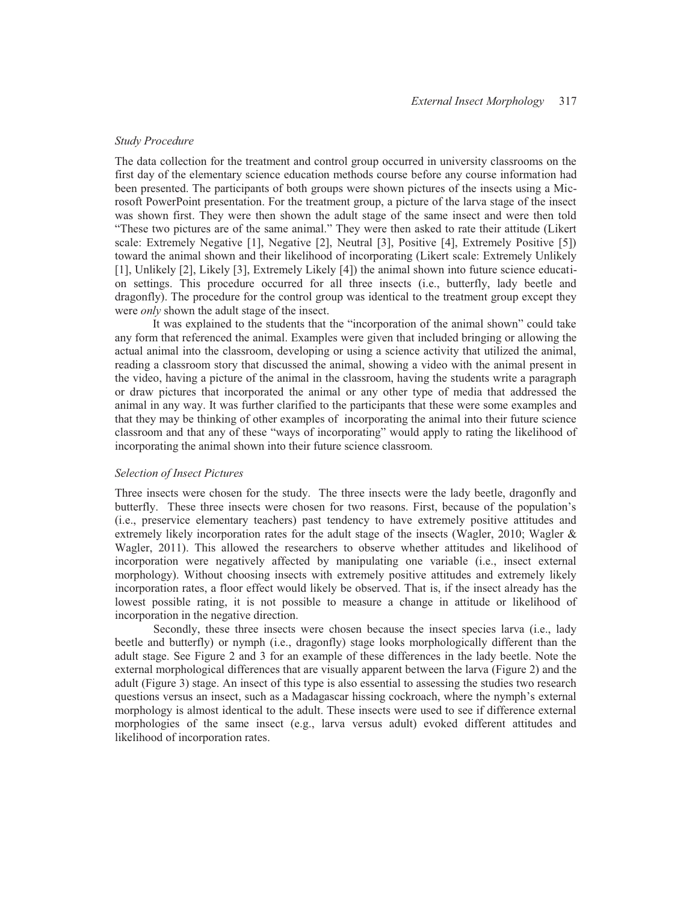### *Study Procedure*

The data collection for the treatment and control group occurred in university classrooms on the first day of the elementary science education methods course before any course information had been presented. The participants of both groups were shown pictures of the insects using a Microsoft PowerPoint presentation. For the treatment group, a picture of the larva stage of the insect was shown first. They were then shown the adult stage of the same insect and were then told "These two pictures are of the same animal." They were then asked to rate their attitude (Likert scale: Extremely Negative [1], Negative [2], Neutral [3], Positive [4], Extremely Positive [5]) toward the animal shown and their likelihood of incorporating (Likert scale: Extremely Unlikely [1], Unlikely [2], Likely [3], Extremely Likely [4]) the animal shown into future science education settings. This procedure occurred for all three insects (i.e., butterfly, lady beetle and dragonfly). The procedure for the control group was identical to the treatment group except they were *only* shown the adult stage of the insect.

It was explained to the students that the "incorporation of the animal shown" could take any form that referenced the animal. Examples were given that included bringing or allowing the actual animal into the classroom, developing or using a science activity that utilized the animal, reading a classroom story that discussed the animal, showing a video with the animal present in the video, having a picture of the animal in the classroom, having the students write a paragraph or draw pictures that incorporated the animal or any other type of media that addressed the animal in any way. It was further clarified to the participants that these were some examples and that they may be thinking of other examples of incorporating the animal into their future science classroom and that any of these "ways of incorporating" would apply to rating the likelihood of incorporating the animal shown into their future science classroom.

### *Selection of Insect Pictures*

Three insects were chosen for the study. The three insects were the lady beetle, dragonfly and butterfly. These three insects were chosen for two reasons. First, because of the population's (i.e., preservice elementary teachers) past tendency to have extremely positive attitudes and extremely likely incorporation rates for the adult stage of the insects (Wagler, 2010; Wagler & Wagler, 2011). This allowed the researchers to observe whether attitudes and likelihood of incorporation were negatively affected by manipulating one variable (i.e., insect external morphology). Without choosing insects with extremely positive attitudes and extremely likely incorporation rates, a floor effect would likely be observed. That is, if the insect already has the lowest possible rating, it is not possible to measure a change in attitude or likelihood of incorporation in the negative direction.

Secondly, these three insects were chosen because the insect species larva (i.e., lady beetle and butterfly) or nymph (i.e., dragonfly) stage looks morphologically different than the adult stage. See Figure 2 and 3 for an example of these differences in the lady beetle. Note the external morphological differences that are visually apparent between the larva (Figure 2) and the adult (Figure 3) stage. An insect of this type is also essential to assessing the studies two research questions versus an insect, such as a Madagascar hissing cockroach, where the nymph's external morphology is almost identical to the adult. These insects were used to see if difference external morphologies of the same insect (e.g., larva versus adult) evoked different attitudes and likelihood of incorporation rates.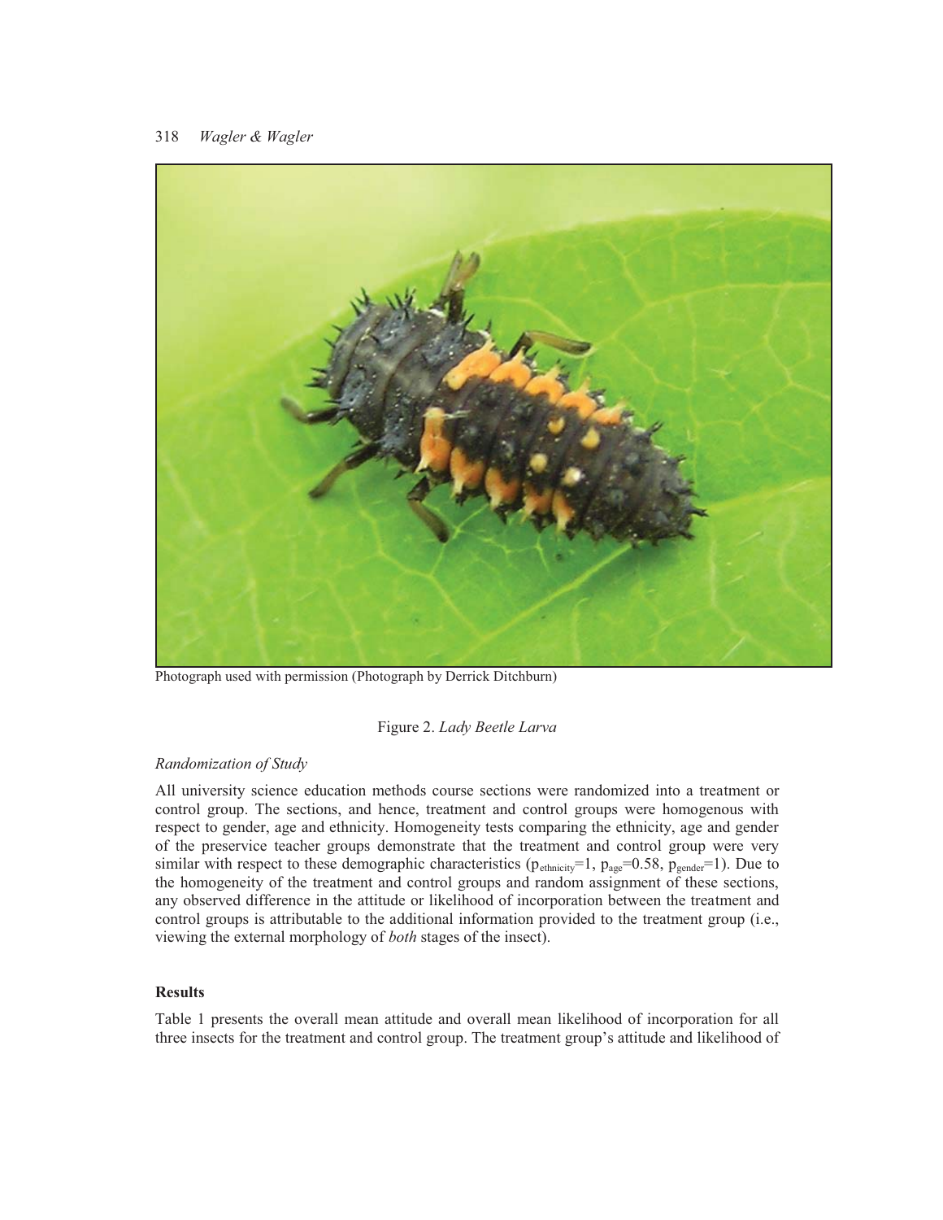Photograph used with permission (Photograph by Derrick Ditchburn)

Figure 2. *Lady Beetle Larva*

*Randomization of Study*

All university science education methods course sections were randomized into a treatment or control group. The sections, and hence, treatment and control groups were homogenous with respect to gender, age and ethnicity. Homogeneity tests comparing the ethnicity, age and gender of the preservice teacher groups demonstrate that the treatment and control group were very similar with respect to these demographic characteristics ($p_{ethnicity}=1$, $p_{age}=0.58$, $p_{gender}=1$). Due to the homogeneity of the treatment and control groups and random assignment of these sections, any observed difference in the attitude or likelihood of incorporation between the treatment and control groups is attributable to the additional information provided to the treatment group (i.e., viewing the external morphology of *both* stages of the insect).

## Results

Table 1 presents the overall mean attitude and overall mean likelihood of incorporation for all three insects for the treatment and control group. The treatment group's attitude and likelihood of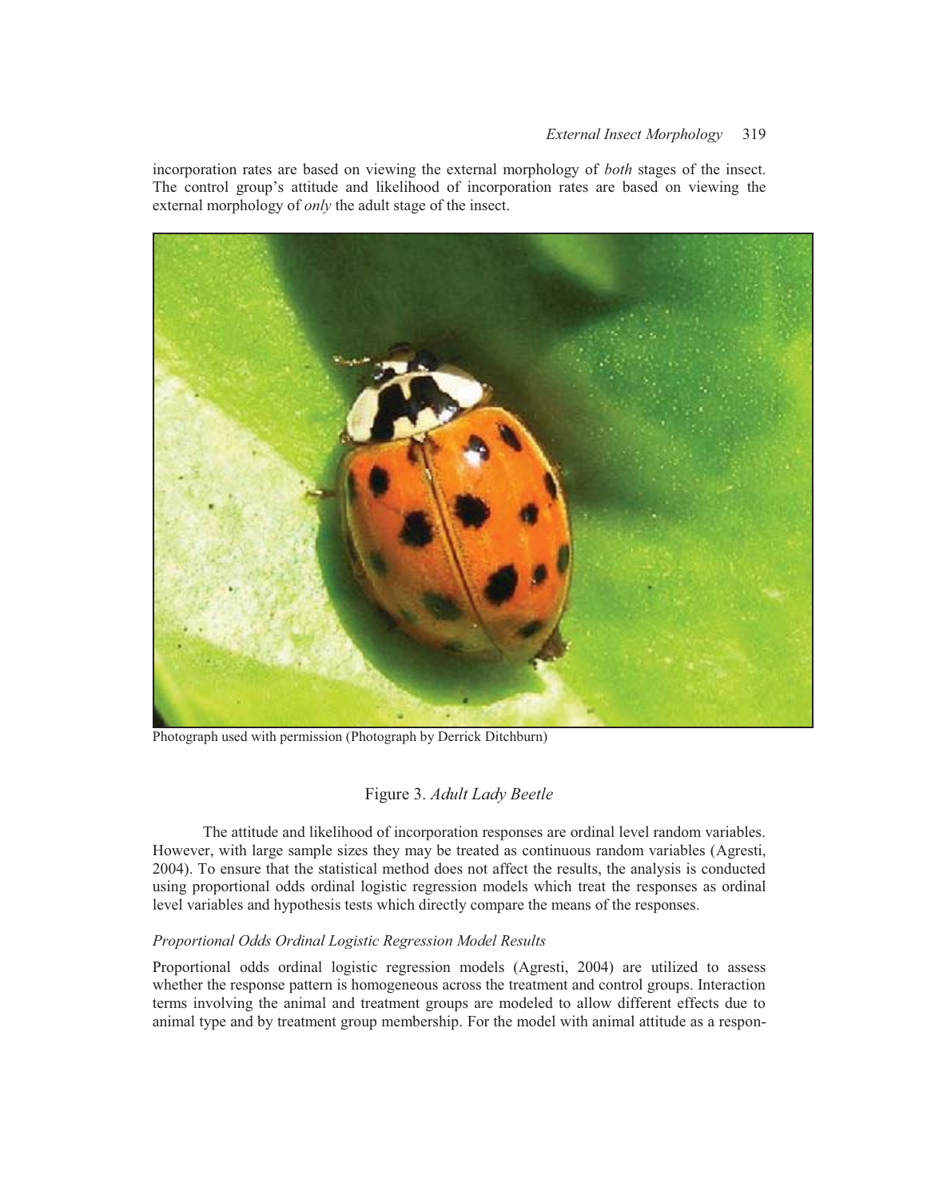incorporation rates are based on viewing the external morphology of *both* stages of the insect. The control group's attitude and likelihood of incorporation rates are based on viewing the external morphology of *only* the adult stage of the insect.

Photograph used with permission (Photograph by Derrick Ditchburn)

Figure 3. *Adult Lady Beetle*

The attitude and likelihood of incorporation responses are ordinal level random variables. However, with large sample sizes they may be treated as continuous random variables (Agresti, 2004). To ensure that the statistical method does not affect the results, the analysis is conducted using proportional odds ordinal logistic regression models which treat the responses as ordinal level variables and hypothesis tests which directly compare the means of the responses.

### *Proportional Odds Ordinal Logistic Regression Model Results*

Proportional odds ordinal logistic regression models (Agresti, 2004) are utilized to assess whether the response pattern is homogeneous across the treatment and control groups. Interaction terms involving the animal and treatment groups are modeled to allow different effects due to animal type and by treatment group membership. For the model with animal attitude as a respon-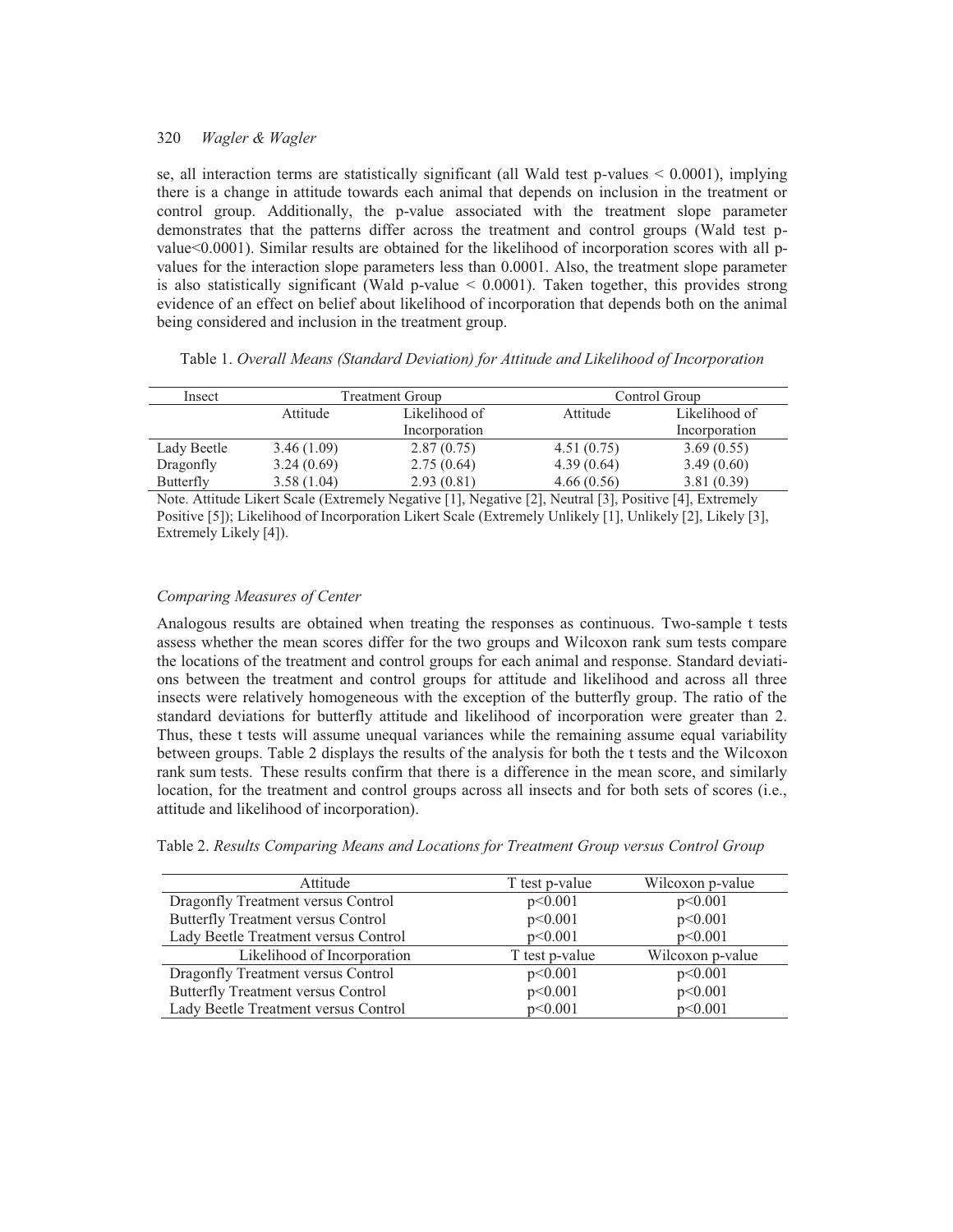se, all interaction terms are statistically significant (all Wald test p-values < 0.0001), implying there is a change in attitude towards each animal that depends on inclusion in the treatment or control group. Additionally, the p-value associated with the treatment slope parameter demonstrates that the patterns differ across the treatment and control groups (Wald test p-value<0.0001). Similar results are obtained for the likelihood of incorporation scores with all p-values for the interaction slope parameters less than 0.0001. Also, the treatment slope parameter is also statistically significant (Wald p-value < 0.0001). Taken together, this provides strong evidence of an effect on belief about likelihood of incorporation that depends both on the animal being considered and inclusion in the treatment group.

Table 1. *Overall Means (Standard Deviation) for Attitude and Likelihood of Incorporation*

| Insect | Treatment Group | | Control Group | |
|---|---|---|---|---|
| | Attitude | Likelihood of Incorporation | Attitude | Likelihood of Incorporation |
| Lady Beetle | 3.46 (1.09) | 2.87 (0.75) | 4.51 (0.75) | 3.69 (0.55) |
| Dragonfly | 3.24 (0.69) | 2.75 (0.64) | 4.39 (0.64) | 3.49 (0.60) |
| Butterfly | 3.58 (1.04) | 2.93 (0.81) | 4.66 (0.56) | 3.81 (0.39) |

Note. Attitude Likert Scale (Extremely Negative [1], Negative [2], Neutral [3], Positive [4], Extremely Positive [5]); Likelihood of Incorporation Likert Scale (Extremely Unlikely [1], Unlikely [2], Likely [3], Extremely Likely [4]).

### *Comparing Measures of Center*

Analogous results are obtained when treating the responses as continuous. Two-sample t tests assess whether the mean scores differ for the two groups and Wilcoxon rank sum tests compare the locations of the treatment and control groups for each animal and response. Standard deviations between the treatment and control groups for attitude and likelihood and across all three insects were relatively homogeneous with the exception of the butterfly group. The ratio of the standard deviations for butterfly attitude and likelihood of incorporation were greater than 2. Thus, these t tests will assume unequal variances while the remaining assume equal variability between groups. Table 2 displays the results of the analysis for both the t tests and the Wilcoxon rank sum tests. These results confirm that there is a difference in the mean score, and similarly location, for the treatment and control groups across all insects and for both sets of scores (i.e., attitude and likelihood of incorporation).

Table 2. *Results Comparing Means and Locations for Treatment Group versus Control Group*

| Attitude | T test p-value | Wilcoxon p-value |
|---|---|---|
| Dragonfly Treatment versus Control | p<0.001 | p<0.001 |
| Butterfly Treatment versus Control | p<0.001 | p<0.001 |
| Lady Beetle Treatment versus Control | p<0.001 | p<0.001 |
| **Likelihood of Incorporation** | **T test p-value** | **Wilcoxon p-value** |
| Dragonfly Treatment versus Control | p<0.001 | p<0.001 |
| Butterfly Treatment versus Control | p<0.001 | p<0.001 |
| Lady Beetle Treatment versus Control | p<0.001 | p<0.001 |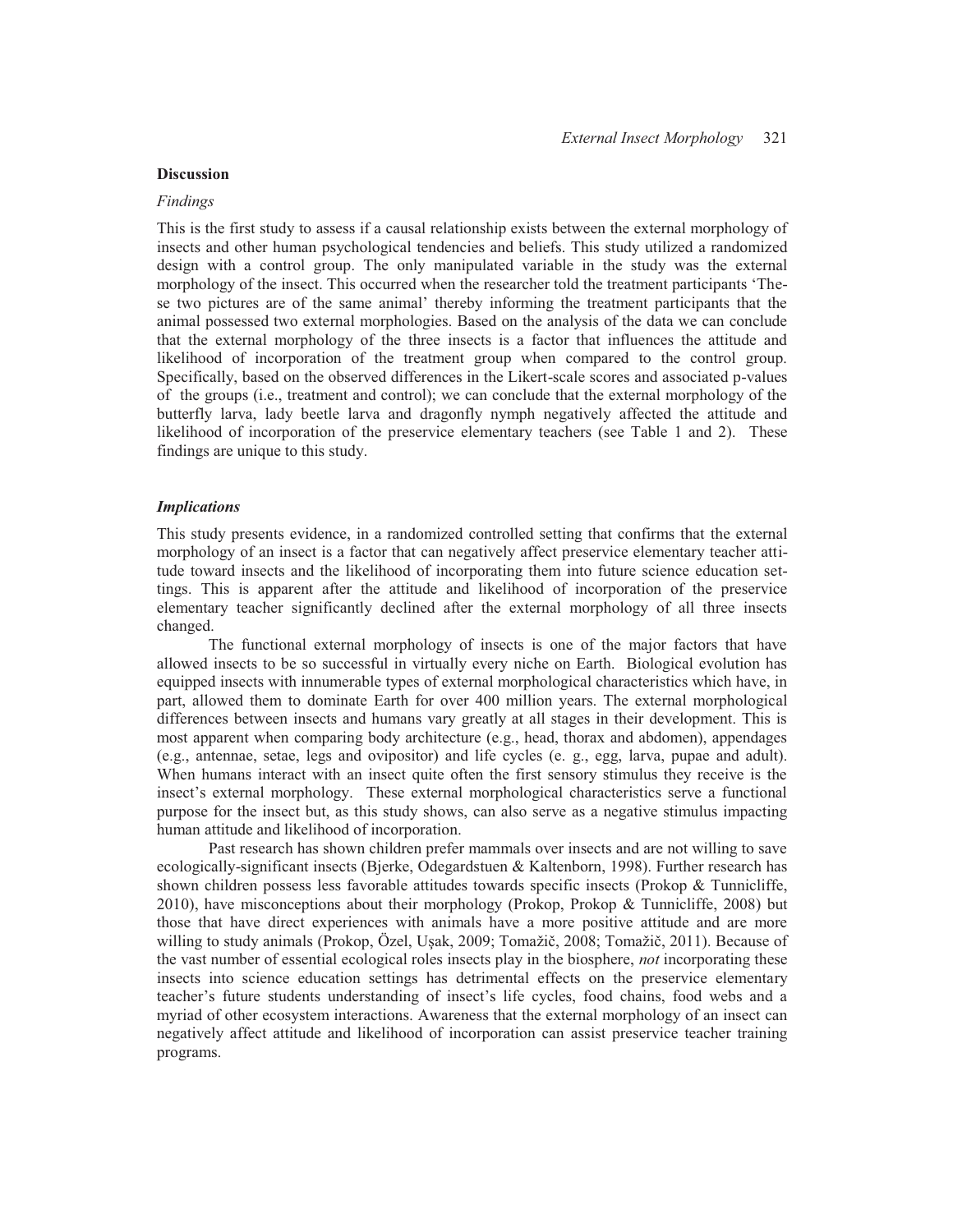## Discussion

### *Findings*

This is the first study to assess if a causal relationship exists between the external morphology of insects and other human psychological tendencies and beliefs. This study utilized a randomized design with a control group. The only manipulated variable in the study was the external morphology of the insect. This occurred when the researcher told the treatment participants 'These two pictures are of the same animal' thereby informing the treatment participants that the animal possessed two external morphologies. Based on the analysis of the data we can conclude that the external morphology of the three insects is a factor that influences the attitude and likelihood of incorporation of the treatment group when compared to the control group. Specifically, based on the observed differences in the Likert-scale scores and associated p-values of the groups (i.e., treatment and control); we can conclude that the external morphology of the butterfly larva, lady beetle larva and dragonfly nymph negatively affected the attitude and likelihood of incorporation of the preservice elementary teachers (see Table 1 and 2). These findings are unique to this study.

### ***Implications***

This study presents evidence, in a randomized controlled setting that confirms that the external morphology of an insect is a factor that can negatively affect preservice elementary teacher attitude toward insects and the likelihood of incorporating them into future science education settings. This is apparent after the attitude and likelihood of incorporation of the preservice elementary teacher significantly declined after the external morphology of all three insects changed.

The functional external morphology of insects is one of the major factors that have allowed insects to be so successful in virtually every niche on Earth. Biological evolution has equipped insects with innumerable types of external morphological characteristics which have, in part, allowed them to dominate Earth for over 400 million years. The external morphological differences between insects and humans vary greatly at all stages in their development. This is most apparent when comparing body architecture (e.g., head, thorax and abdomen), appendages (e.g., antennae, setae, legs and ovipositor) and life cycles (e. g., egg, larva, pupae and adult). When humans interact with an insect quite often the first sensory stimulus they receive is the insect's external morphology. These external morphological characteristics serve a functional purpose for the insect but, as this study shows, can also serve as a negative stimulus impacting human attitude and likelihood of incorporation.

Past research has shown children prefer mammals over insects and are not willing to save ecologically-significant insects (Bjerke, Odegardstuen & Kaltenborn, 1998). Further research has shown children possess less favorable attitudes towards specific insects (Prokop & Tunnicliffe, 2010), have misconceptions about their morphology (Prokop, Prokop & Tunnicliffe, 2008) but those that have direct experiences with animals have a more positive attitude and are more willing to study animals (Prokop, Özel, Uşak, 2009; Tomažič, 2008; Tomažič, 2011). Because of the vast number of essential ecological roles insects play in the biosphere, *not* incorporating these insects into science education settings has detrimental effects on the preservice elementary teacher's future students understanding of insect's life cycles, food chains, food webs and a myriad of other ecosystem interactions. Awareness that the external morphology of an insect can negatively affect attitude and likelihood of incorporation can assist preservice teacher training programs.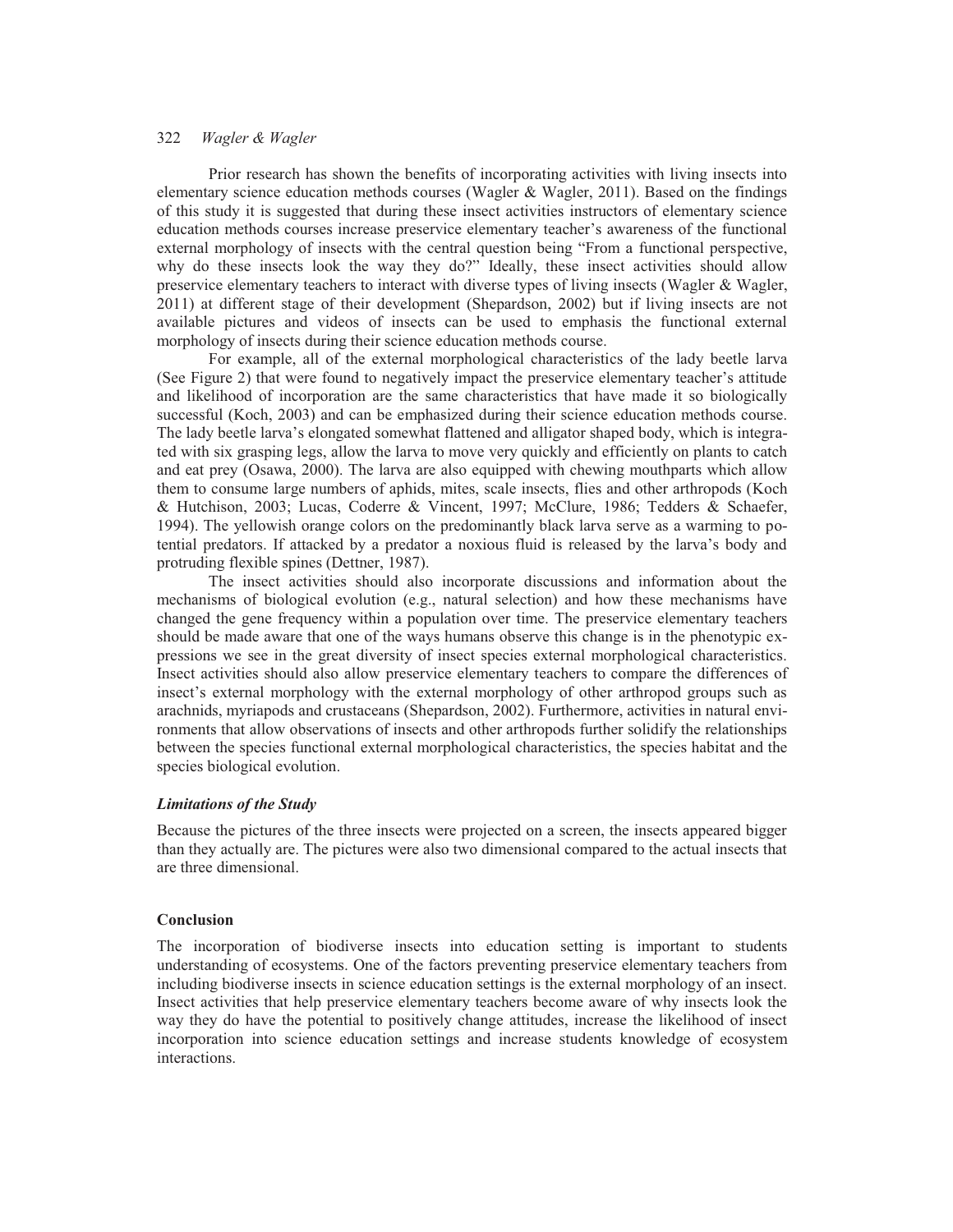Prior research has shown the benefits of incorporating activities with living insects into elementary science education methods courses (Wagler & Wagler, 2011). Based on the findings of this study it is suggested that during these insect activities instructors of elementary science education methods courses increase preservice elementary teacher's awareness of the functional external morphology of insects with the central question being "From a functional perspective, why do these insects look the way they do?" Ideally, these insect activities should allow preservice elementary teachers to interact with diverse types of living insects (Wagler & Wagler, 2011) at different stage of their development (Shepardson, 2002) but if living insects are not available pictures and videos of insects can be used to emphasis the functional external morphology of insects during their science education methods course.

For example, all of the external morphological characteristics of the lady beetle larva (See Figure 2) that were found to negatively impact the preservice elementary teacher's attitude and likelihood of incorporation are the same characteristics that have made it so biologically successful (Koch, 2003) and can be emphasized during their science education methods course. The lady beetle larva's elongated somewhat flattened and alligator shaped body, which is integrated with six grasping legs, allow the larva to move very quickly and efficiently on plants to catch and eat prey (Osawa, 2000). The larva are also equipped with chewing mouthparts which allow them to consume large numbers of aphids, mites, scale insects, flies and other arthropods (Koch & Hutchison, 2003; Lucas, Coderre & Vincent, 1997; McClure, 1986; Tedders & Schaefer, 1994). The yellowish orange colors on the predominantly black larva serve as a warming to potential predators. If attacked by a predator a noxious fluid is released by the larva's body and protruding flexible spines (Dettner, 1987).

The insect activities should also incorporate discussions and information about the mechanisms of biological evolution (e.g., natural selection) and how these mechanisms have changed the gene frequency within a population over time. The preservice elementary teachers should be made aware that one of the ways humans observe this change is in the phenotypic expressions we see in the great diversity of insect species external morphological characteristics. Insect activities should also allow preservice elementary teachers to compare the differences of insect's external morphology with the external morphology of other arthropod groups such as arachnids, myriapods and crustaceans (Shepardson, 2002). Furthermore, activities in natural environments that allow observations of insects and other arthropods further solidify the relationships between the species functional external morphological characteristics, the species habitat and the species biological evolution.

### *Limitations of the Study*

Because the pictures of the three insects were projected on a screen, the insects appeared bigger than they actually are. The pictures were also two dimensional compared to the actual insects that are three dimensional.

## Conclusion

The incorporation of biodiverse insects into education setting is important to students understanding of ecosystems. One of the factors preventing preservice elementary teachers from including biodiverse insects in science education settings is the external morphology of an insect. Insect activities that help preservice elementary teachers become aware of why insects look the way they do have the potential to positively change attitudes, increase the likelihood of insect incorporation into science education settings and increase students knowledge of ecosystem interactions.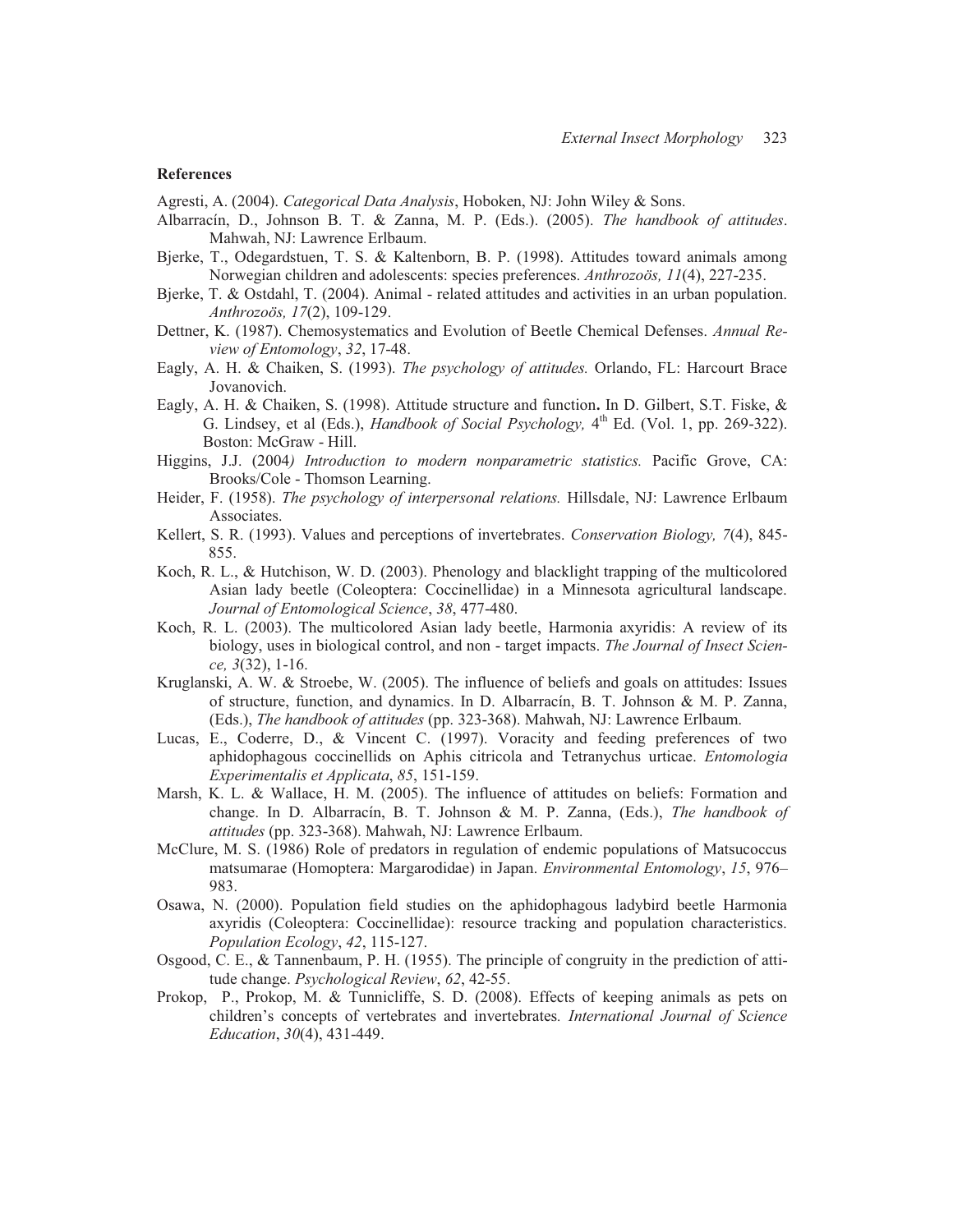**References**

Agresti, A. (2004). *Categorical Data Analysis*, Hoboken, NJ: John Wiley & Sons.

Albarracín, D., Johnson B. T. & Zanna, M. P. (Eds.). (2005). *The handbook of attitudes*. Mahwah, NJ: Lawrence Erlbaum.

Bjerke, T., Odegardstuen, T. S. & Kaltenborn, B. P. (1998). Attitudes toward animals among Norwegian children and adolescents: species preferences. *Anthrozoös, 11*(4), 227-235.

Bjerke, T. & Ostdahl, T. (2004). Animal - related attitudes and activities in an urban population. *Anthrozoös, 17*(2), 109-129.

Dettner, K. (1987). Chemosystematics and Evolution of Beetle Chemical Defenses. *Annual Review of Entomology*, *32*, 17-48.

Eagly, A. H. & Chaiken, S. (1993). *The psychology of attitudes.* Orlando, FL: Harcourt Brace Jovanovich.

Eagly, A. H. & Chaiken, S. (1998). Attitude structure and function**.** In D. Gilbert, S.T. Fiske, & G. Lindsey, et al (Eds.), *Handbook of Social Psychology,* 4th Ed. (Vol. 1, pp. 269-322). Boston: McGraw - Hill.

Higgins, J.J. (2004*) Introduction to modern nonparametric statistics.* Pacific Grove, CA: Brooks/Cole - Thomson Learning.

Heider, F. (1958). *The psychology of interpersonal relations.* Hillsdale, NJ: Lawrence Erlbaum Associates.

Kellert, S. R. (1993). Values and perceptions of invertebrates. *Conservation Biology, 7*(4), 845-855.

Koch, R. L., & Hutchison, W. D. (2003). Phenology and blacklight trapping of the multicolored Asian lady beetle (Coleoptera: Coccinellidae) in a Minnesota agricultural landscape. *Journal of Entomological Science*, *38*, 477-480.

Koch, R. L. (2003). The multicolored Asian lady beetle, Harmonia axyridis: A review of its biology, uses in biological control, and non - target impacts. *The Journal of Insect Science, 3*(32), 1-16.

Kruglanski, A. W. & Stroebe, W. (2005). The influence of beliefs and goals on attitudes: Issues of structure, function, and dynamics. In D. Albarracín, B. T. Johnson & M. P. Zanna, (Eds.), *The handbook of attitudes* (pp. 323-368). Mahwah, NJ: Lawrence Erlbaum.

Lucas, E., Coderre, D., & Vincent C. (1997). Voracity and feeding preferences of two aphidophagous coccinellids on Aphis citricola and Tetranychus urticae. *Entomologia Experimentalis et Applicata*, *85*, 151-159.

Marsh, K. L. & Wallace, H. M. (2005). The influence of attitudes on beliefs: Formation and change. In D. Albarracín, B. T. Johnson & M. P. Zanna, (Eds.), *The handbook of attitudes* (pp. 323-368). Mahwah, NJ: Lawrence Erlbaum.

McClure, M. S. (1986) Role of predators in regulation of endemic populations of Matsucoccus matsumarae (Homoptera: Margarodidae) in Japan. *Environmental Entomology*, *15*, 976–983.

Osawa, N. (2000). Population field studies on the aphidophagous ladybird beetle Harmonia axyridis (Coleoptera: Coccinellidae): resource tracking and population characteristics. *Population Ecology*, *42*, 115-127.

Osgood, C. E., & Tannenbaum, P. H. (1955). The principle of congruity in the prediction of attitude change. *Psychological Review*, *62*, 42-55.

Prokop, P., Prokop, M. & Tunnicliffe, S. D. (2008). Effects of keeping animals as pets on children's concepts of vertebrates and invertebrates*. International Journal of Science Education*, *30*(4), 431-449.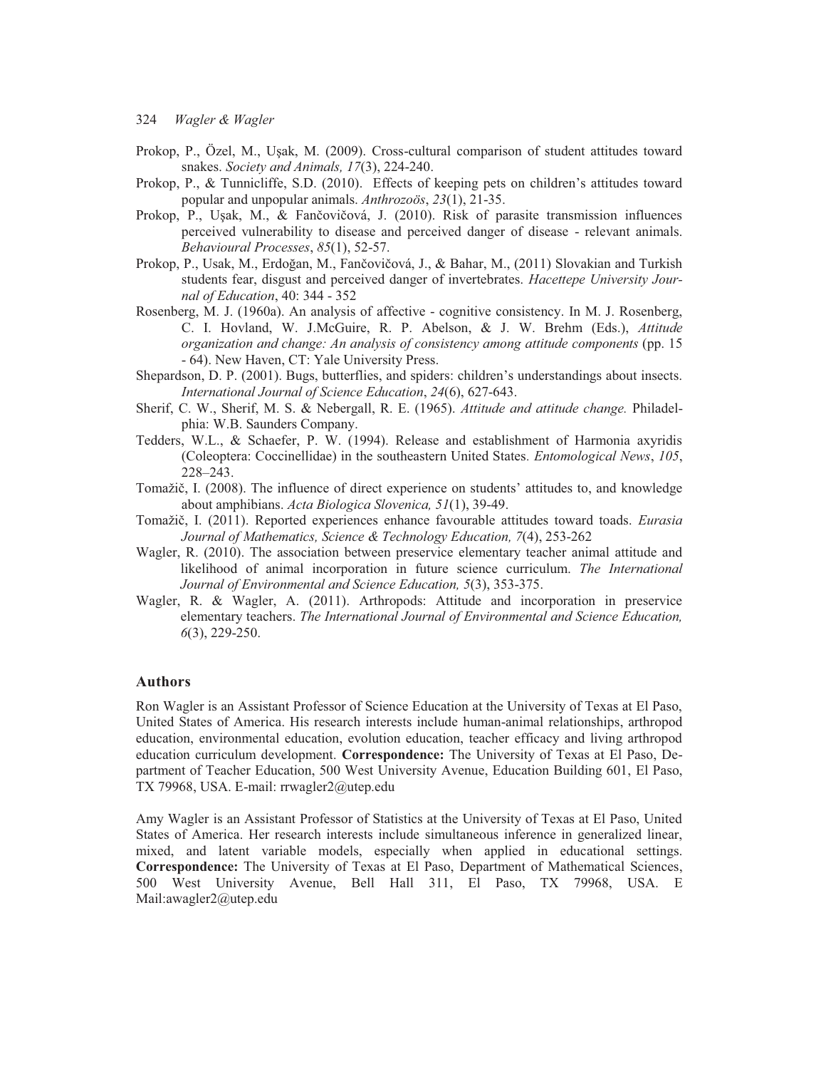Prokop, P., Özel, M., Uşak, M. (2009). Cross-cultural comparison of student attitudes toward snakes. *Society and Animals, 17*(3), 224-240.

Prokop, P., & Tunnicliffe, S.D. (2010). Effects of keeping pets on children's attitudes toward popular and unpopular animals. *Anthrozoös*, *23*(1), 21-35.

Prokop, P., Uşak, M., & Fančovičová, J. (2010). Risk of parasite transmission influences perceived vulnerability to disease and perceived danger of disease - relevant animals. *Behavioural Processes*, *85*(1), 52-57.

Prokop, P., Usak, M., Erdoğan, M., Fančovičová, J., & Bahar, M., (2011) Slovakian and Turkish students fear, disgust and perceived danger of invertebrates. *Hacettepe University Journal of Education*, 40: 344 - 352

Rosenberg, M. J. (1960a). An analysis of affective - cognitive consistency. In M. J. Rosenberg, C. I. Hovland, W. J.McGuire, R. P. Abelson, & J. W. Brehm (Eds.), *Attitude organization and change: An analysis of consistency among attitude components* (pp. 15 - 64). New Haven, CT: Yale University Press.

Shepardson, D. P. (2001). Bugs, butterflies, and spiders: children's understandings about insects. *International Journal of Science Education*, *24*(6), 627-643.

Sherif, C. W., Sherif, M. S. & Nebergall, R. E. (1965). *Attitude and attitude change.* Philadelphia: W.B. Saunders Company.

Tedders, W.L., & Schaefer, P. W. (1994). Release and establishment of Harmonia axyridis (Coleoptera: Coccinellidae) in the southeastern United States. *Entomological News*, *105*, 228–243.

Tomažič, I. (2008). The influence of direct experience on students' attitudes to, and knowledge about amphibians. *Acta Biologica Slovenica, 51*(1), 39-49.

Tomažič, I. (2011). Reported experiences enhance favourable attitudes toward toads. *Eurasia Journal of Mathematics, Science & Technology Education, 7*(4), 253-262

Wagler, R. (2010). The association between preservice elementary teacher animal attitude and likelihood of animal incorporation in future science curriculum. *The International Journal of Environmental and Science Education, 5*(3), 353-375.

Wagler, R. & Wagler, A. (2011). Arthropods: Attitude and incorporation in preservice elementary teachers. *The International Journal of Environmental and Science Education, 6*(3), 229-250.

## Authors

Ron Wagler is an Assistant Professor of Science Education at the University of Texas at El Paso, United States of America. His research interests include human-animal relationships, arthropod education, environmental education, evolution education, teacher efficacy and living arthropod education curriculum development. **Correspondence:** The University of Texas at El Paso, Department of Teacher Education, 500 West University Avenue, Education Building 601, El Paso, TX 79968, USA. E-mail: rrwagler2@utep.edu

Amy Wagler is an Assistant Professor of Statistics at the University of Texas at El Paso, United States of America. Her research interests include simultaneous inference in generalized linear, mixed, and latent variable models, especially when applied in educational settings. **Correspondence:** The University of Texas at El Paso, Department of Mathematical Sciences, 500 West University Avenue, Bell Hall 311, El Paso, TX 79968, USA. E Mail:awagler2@utep.edu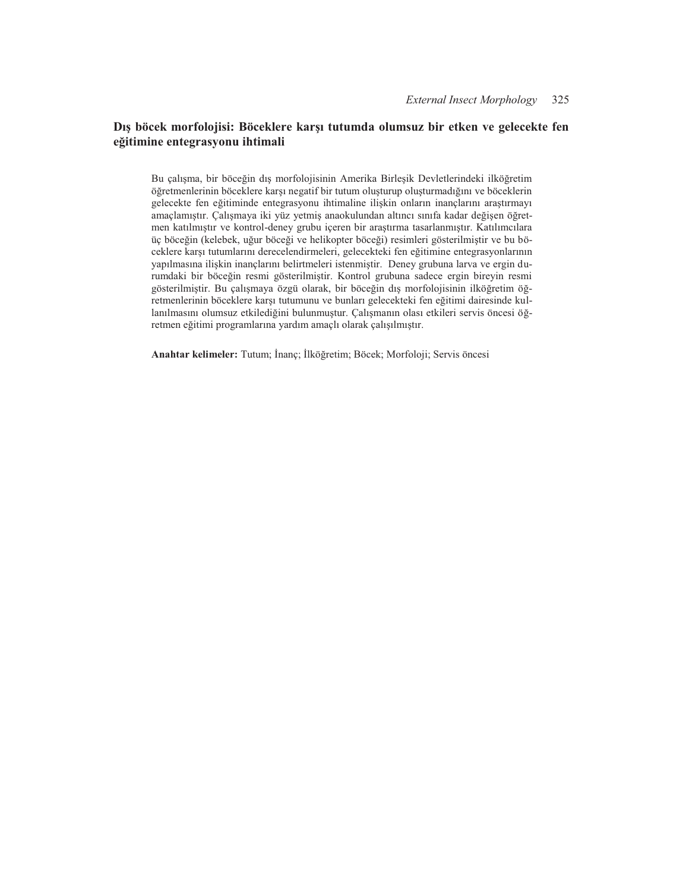## Dış böcek morfolojisi: Böceklere karşı tutumda olumsuz bir etken ve gelecekte fen eğitimine entegrasyonu ihtimali

Bu çalışma, bir böceğin dış morfolojisinin Amerika Birleşik Devletlerindeki ilköğretim öğretmenlerinin böceklere karşı negatif bir tutum oluşturup oluşturmadığını ve böceklerin gelecekte fen eğitiminde entegrasyonu ihtimaline ilişkin onların inançlarını araştırmayı amaçlamıştır. Çalışmaya iki yüz yetmiş anaokulundan altıncı sınıfa kadar değişen öğretmen katılmıştır ve kontrol-deney grubu içeren bir araştırma tasarlanmıştır. Katılımcılara üç böceğin (kelebek, uğur böceği ve helikopter böceği) resimleri gösterilmiştir ve bu böceklere karşı tutumlarını derecelendirmeleri, gelecekteki fen eğitimine entegrasyonlarının yapılmasına ilişkin inançlarını belirtmeleri istenmiştir. Deney grubuna larva ve ergin durumdaki bir böceğin resmi gösterilmiştir. Kontrol grubuna sadece ergin bireyin resmi gösterilmiştir. Bu çalışmaya özgü olarak, bir böceğin dış morfolojisinin ilköğretim öğretmenlerinin böceklere karşı tutumunu ve bunları gelecekteki fen eğitimi dairesinde kullanılmasını olumsuz etkilediğini bulunmuştur. Çalışmanın olası etkileri servis öncesi öğretmen eğitimi programlarına yardım amaçlı olarak çalışılmıştır.

**Anahtar kelimeler:** Tutum; İnanç; İlköğretim; Böcek; Morfoloji; Servis öncesi